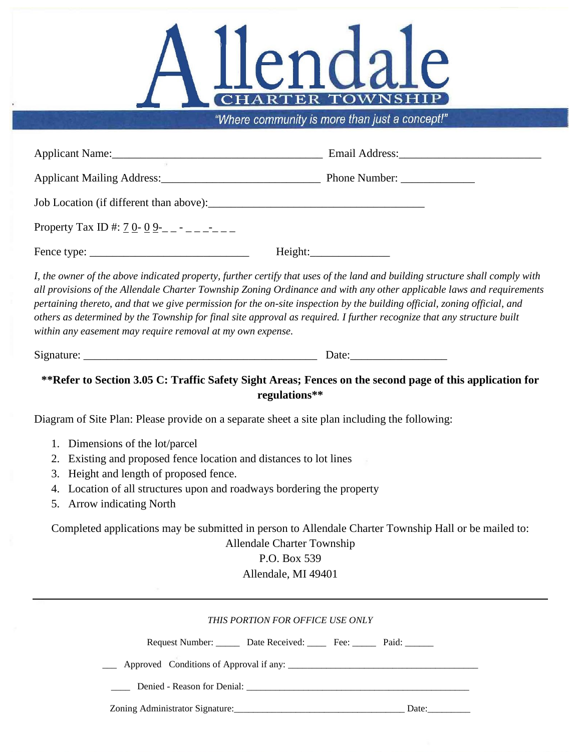# Allendale

CHARTER TOWNSHIP

*"Where community is more than just a concept!"*

Applicant Name:_____________________________________ Email Address:________________________

Applicant Mailing Address:___________________________ Phone Number: _____________

Job Location (if different than above):_____________________________________

Property Tax ID #: 7 0- 0 9-_ _ - _ _ _-_ _ _

Fence type: ___________________________ Height:_____________

*I, the owner of the above indicated property, further certify that uses of the land and building structure shall comply with all provisions of the Allendale Charter Township Zoning Ordinance and with any other applicable laws and requirements pertaining thereto, and that we give permission for the on-site inspection by the building official, zoning official, and others as determined by the Township for final site approval as required. I further recognize that any structure built within any easement may require removal at my own expense.*

Signature: _________________________________________ Date:________________

**\*\*Refer to Section 3.05 C: Traffic Safety Sight Areas; Fences on the second page of this application for regulations\*\***

Diagram of Site Plan: Please provide on a separate sheet a site plan including the following:

1. Dimensions of the lot/parcel
2. Existing and proposed fence location and distances to lot lines
3. Height and length of proposed fence.
4. Location of all structures upon and roadways bordering the property
5. Arrow indicating North

Completed applications may be submitted in person to Allendale Charter Township Hall or be mailed to:

Allendale Charter Township
P.O. Box 539
Allendale, MI 49401

---

*THIS PORTION FOR OFFICE USE ONLY*

Request Number: _____ Date Received: ____ Fee: _____ Paid: ______

___ Approved Conditions of Approval if any: ________________________________________

____ Denied - Reason for Denial: ______________________________________________

Zoning Administrator Signature:___________________________________ Date:_________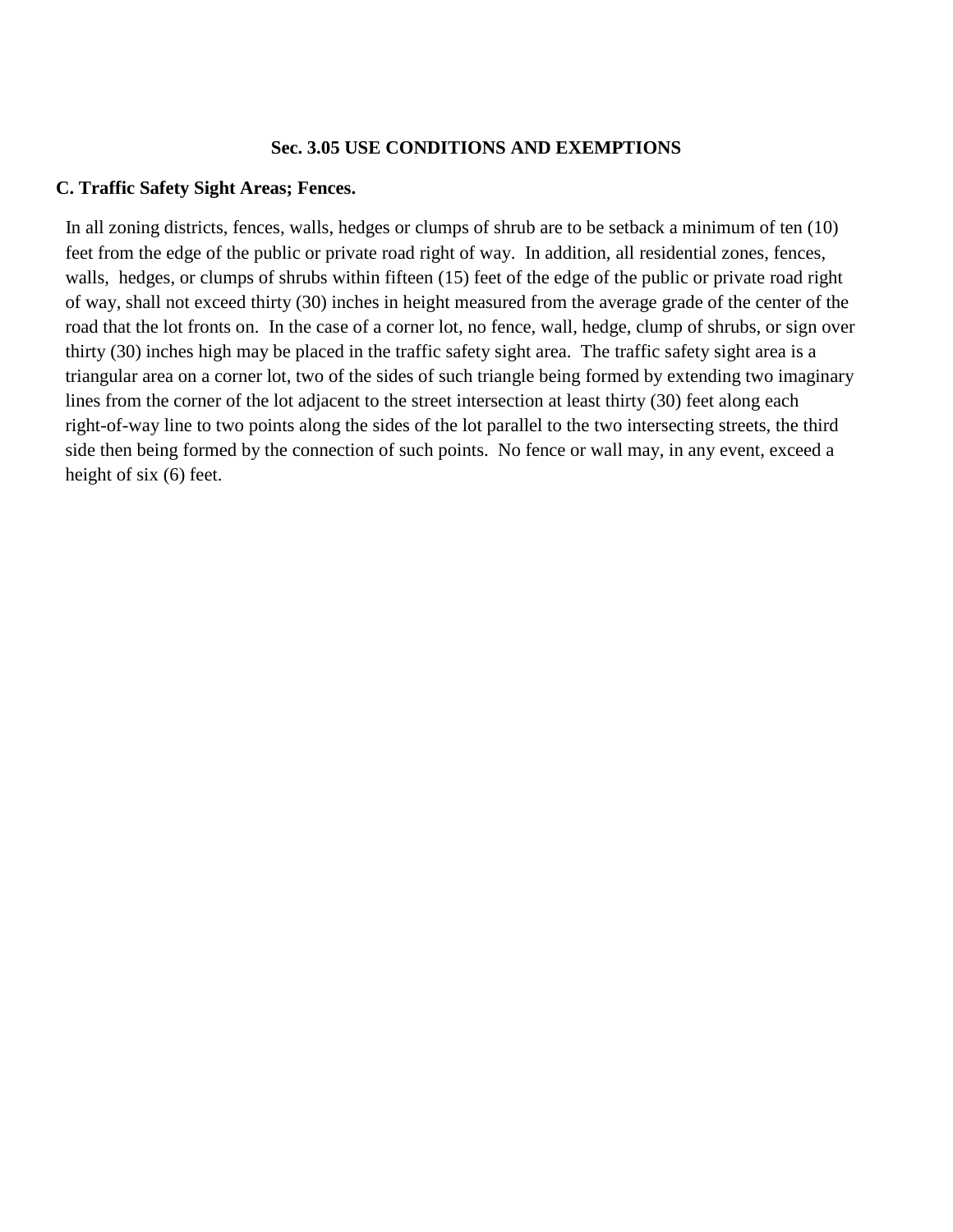**Sec. 3.05 USE CONDITIONS AND EXEMPTIONS**

**C. Traffic Safety Sight Areas; Fences.**

In all zoning districts, fences, walls, hedges or clumps of shrub are to be setback a minimum of ten (10) feet from the edge of the public or private road right of way. In addition, all residential zones, fences, walls, hedges, or clumps of shrubs within fifteen (15) feet of the edge of the public or private road right of way, shall not exceed thirty (30) inches in height measured from the average grade of the center of the road that the lot fronts on. In the case of a corner lot, no fence, wall, hedge, clump of shrubs, or sign over thirty (30) inches high may be placed in the traffic safety sight area. The traffic safety sight area is a triangular area on a corner lot, two of the sides of such triangle being formed by extending two imaginary lines from the corner of the lot adjacent to the street intersection at least thirty (30) feet along each right-of-way line to two points along the sides of the lot parallel to the two intersecting streets, the third side then being formed by the connection of such points. No fence or wall may, in any event, exceed a height of six (6) feet.